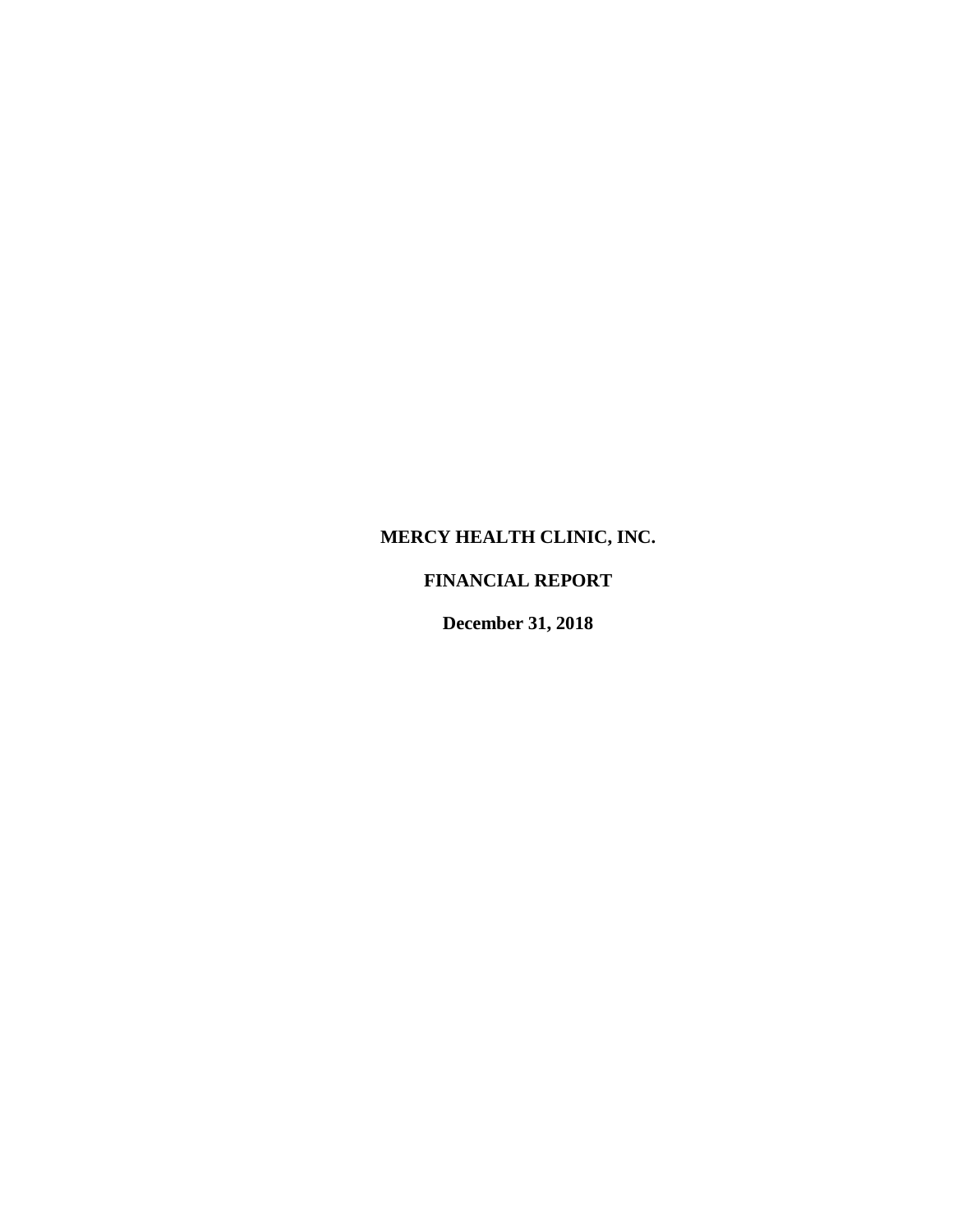**MERCY HEALTH CLINIC, INC.**

**FINANCIAL REPORT**

**December 31, 2018**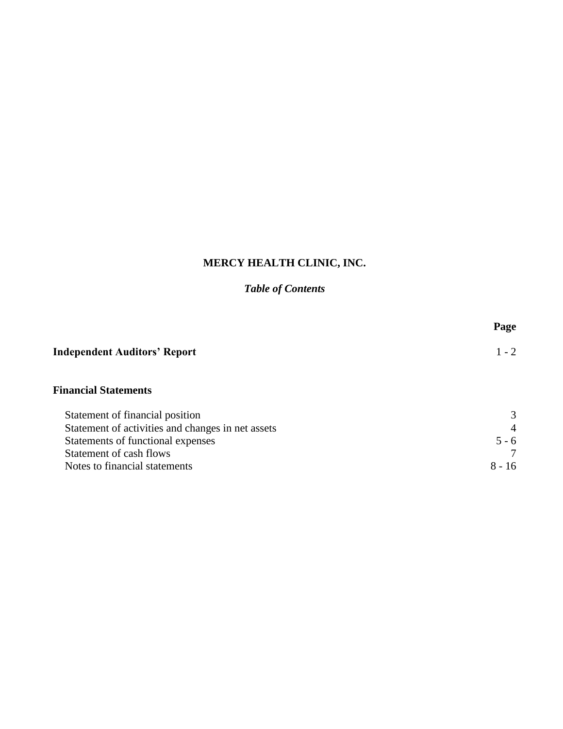# MERCY HEALTH CLINIC, INC.

## *Table of Contents*

| | Page |
|---|---|
| **Independent Auditors' Report** | 1 - 2 |
| **Financial Statements** | |
| Statement of financial position | 3 |
| Statement of activities and changes in net assets | 4 |
| Statements of functional expenses | 5 - 6 |
| Statement of cash flows | 7 |
| Notes to financial statements | 8 - 16 |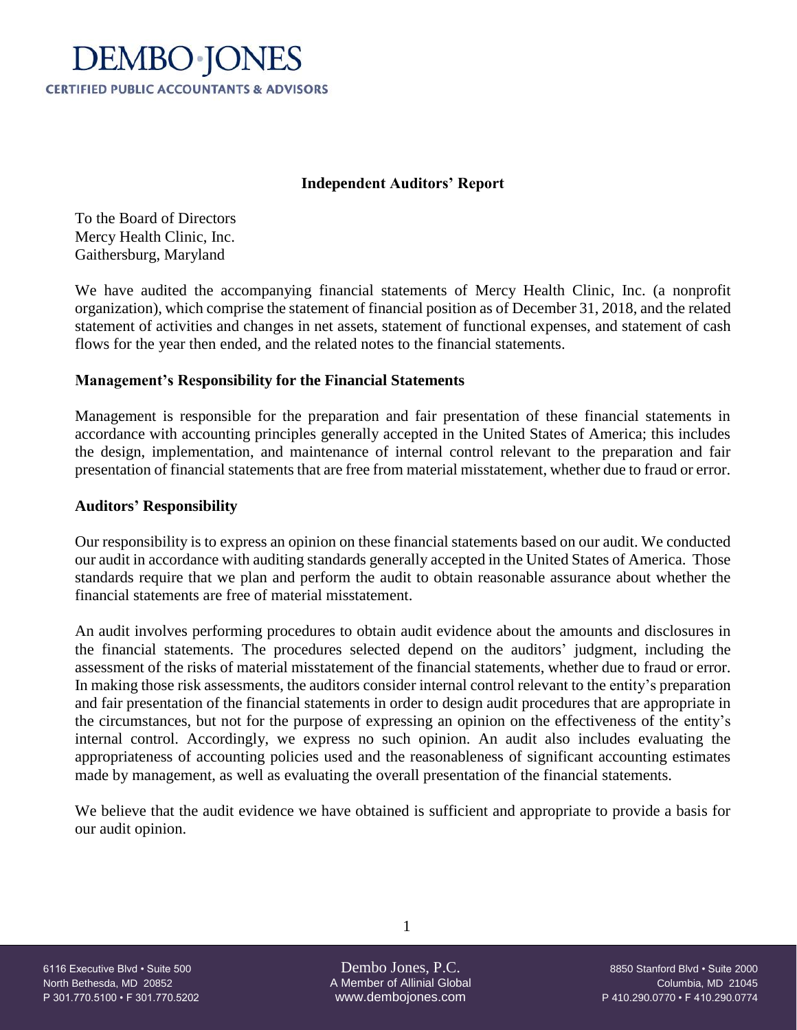DEMBO·JONES
CERTIFIED PUBLIC ACCOUNTANTS & ADVISORS

## Independent Auditors' Report

To the Board of Directors
Mercy Health Clinic, Inc.
Gaithersburg, Maryland

We have audited the accompanying financial statements of Mercy Health Clinic, Inc. (a nonprofit organization), which comprise the statement of financial position as of December 31, 2018, and the related statement of activities and changes in net assets, statement of functional expenses, and statement of cash flows for the year then ended, and the related notes to the financial statements.

### Management's Responsibility for the Financial Statements

Management is responsible for the preparation and fair presentation of these financial statements in accordance with accounting principles generally accepted in the United States of America; this includes the design, implementation, and maintenance of internal control relevant to the preparation and fair presentation of financial statements that are free from material misstatement, whether due to fraud or error.

### Auditors' Responsibility

Our responsibility is to express an opinion on these financial statements based on our audit. We conducted our audit in accordance with auditing standards generally accepted in the United States of America. Those standards require that we plan and perform the audit to obtain reasonable assurance about whether the financial statements are free of material misstatement.

An audit involves performing procedures to obtain audit evidence about the amounts and disclosures in the financial statements. The procedures selected depend on the auditors' judgment, including the assessment of the risks of material misstatement of the financial statements, whether due to fraud or error. In making those risk assessments, the auditors consider internal control relevant to the entity's preparation and fair presentation of the financial statements in order to design audit procedures that are appropriate in the circumstances, but not for the purpose of expressing an opinion on the effectiveness of the entity's internal control. Accordingly, we express no such opinion. An audit also includes evaluating the appropriateness of accounting policies used and the reasonableness of significant accounting estimates made by management, as well as evaluating the overall presentation of the financial statements.

We believe that the audit evidence we have obtained is sufficient and appropriate to provide a basis for our audit opinion.

6116 Executive Blvd • Suite 500
North Bethesda, MD 20852
P 301.770.5100 • F 301.770.5202

Dembo Jones, P.C.
A Member of Allinial Global
www.dembojones.com

8850 Stanford Blvd • Suite 2000
Columbia, MD 21045
P 410.290.0770 • F 410.290.0774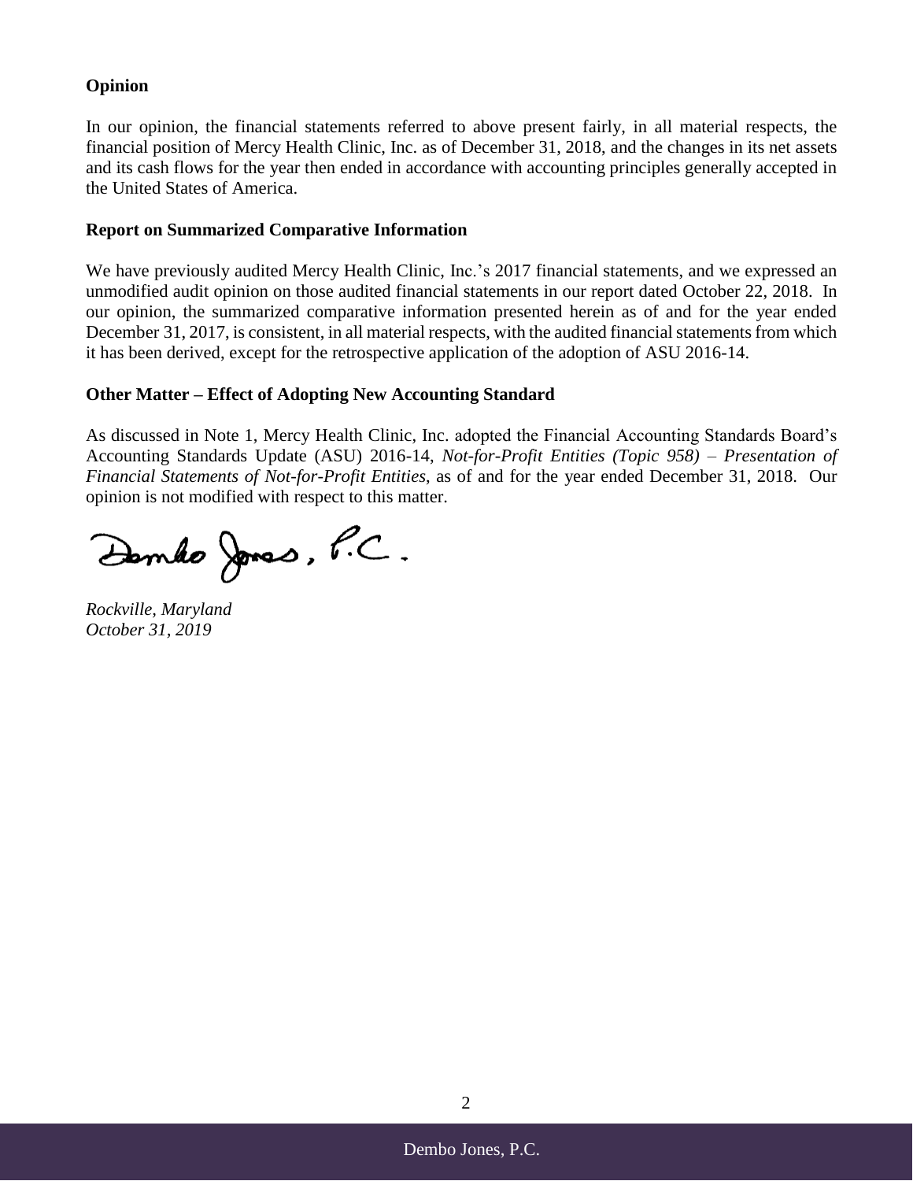**Opinion**

In our opinion, the financial statements referred to above present fairly, in all material respects, the financial position of Mercy Health Clinic, Inc. as of December 31, 2018, and the changes in its net assets and its cash flows for the year then ended in accordance with accounting principles generally accepted in the United States of America.

**Report on Summarized Comparative Information**

We have previously audited Mercy Health Clinic, Inc.'s 2017 financial statements, and we expressed an unmodified audit opinion on those audited financial statements in our report dated October 22, 2018. In our opinion, the summarized comparative information presented herein as of and for the year ended December 31, 2017, is consistent, in all material respects, with the audited financial statements from which it has been derived, except for the retrospective application of the adoption of ASU 2016-14.

**Other Matter – Effect of Adopting New Accounting Standard**

As discussed in Note 1, Mercy Health Clinic, Inc. adopted the Financial Accounting Standards Board's Accounting Standards Update (ASU) 2016-14, *Not-for-Profit Entities (Topic 958) – Presentation of Financial Statements of Not-for-Profit Entities*, as of and for the year ended December 31, 2018. Our opinion is not modified with respect to this matter.

Dembo Jones, P.C.

*Rockville, Maryland*
*October 31, 2019*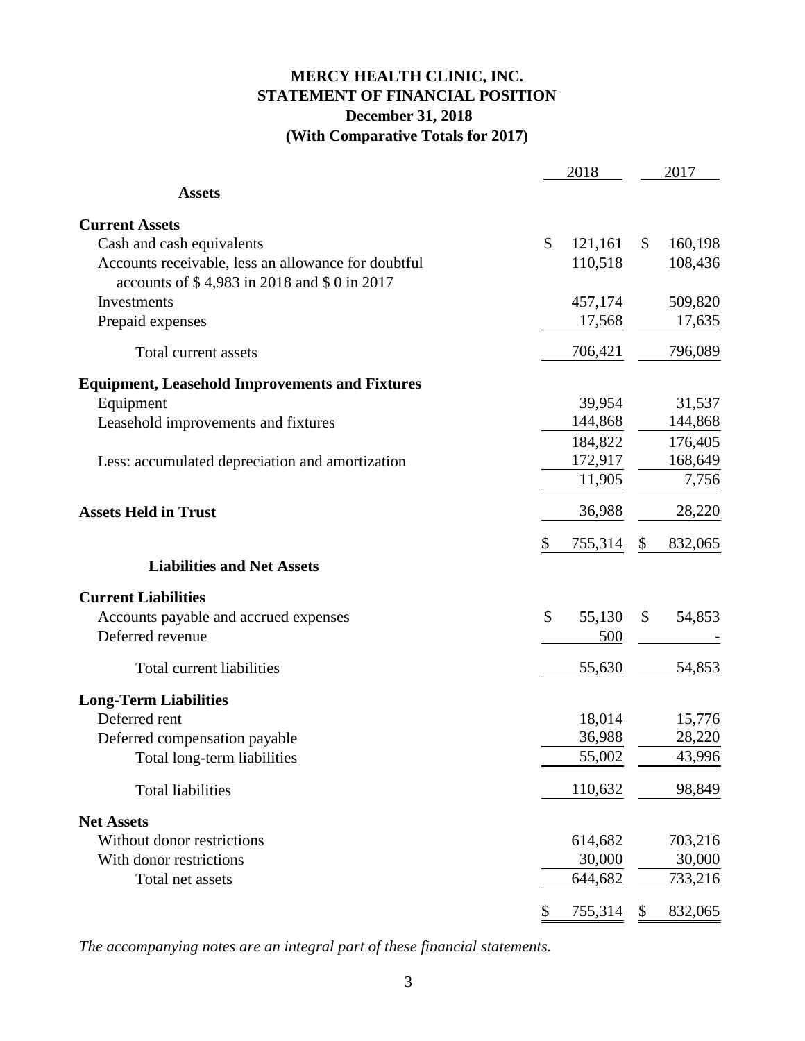# MERCY HEALTH CLINIC, INC.
## STATEMENT OF FINANCIAL POSITION
### December 31, 2018
### (With Comparative Totals for 2017)

| | 2018 | 2017 |
|---|---|---|
| **Assets** | | |
| **Current Assets** | | |
| Cash and cash equivalents | $ 121,161 | $ 160,198 |
| Accounts receivable, less an allowance for doubtful accounts of $ 4,983 in 2018 and $ 0 in 2017 | 110,518 | 108,436 |
| Investments | 457,174 | 509,820 |
| Prepaid expenses | 17,568 | 17,635 |
| Total current assets | 706,421 | 796,089 |
| **Equipment, Leasehold Improvements and Fixtures** | | |
| Equipment | 39,954 | 31,537 |
| Leasehold improvements and fixtures | 144,868 | 144,868 |
| | 184,822 | 176,405 |
| Less: accumulated depreciation and amortization | 172,917 | 168,649 |
| | 11,905 | 7,756 |
| **Assets Held in Trust** | 36,988 | 28,220 |
| | $ 755,314 | $ 832,065 |
| **Liabilities and Net Assets** | | |
| **Current Liabilities** | | |
| Accounts payable and accrued expenses | $ 55,130 | $ 54,853 |
| Deferred revenue | 500 | - |
| Total current liabilities | 55,630 | 54,853 |
| **Long-Term Liabilities** | | |
| Deferred rent | 18,014 | 15,776 |
| Deferred compensation payable | 36,988 | 28,220 |
| Total long-term liabilities | 55,002 | 43,996 |
| Total liabilities | 110,632 | 98,849 |
| **Net Assets** | | |
| Without donor restrictions | 614,682 | 703,216 |
| With donor restrictions | 30,000 | 30,000 |
| Total net assets | 644,682 | 733,216 |
| | $ 755,314 | $ 832,065 |

*The accompanying notes are an integral part of these financial statements.*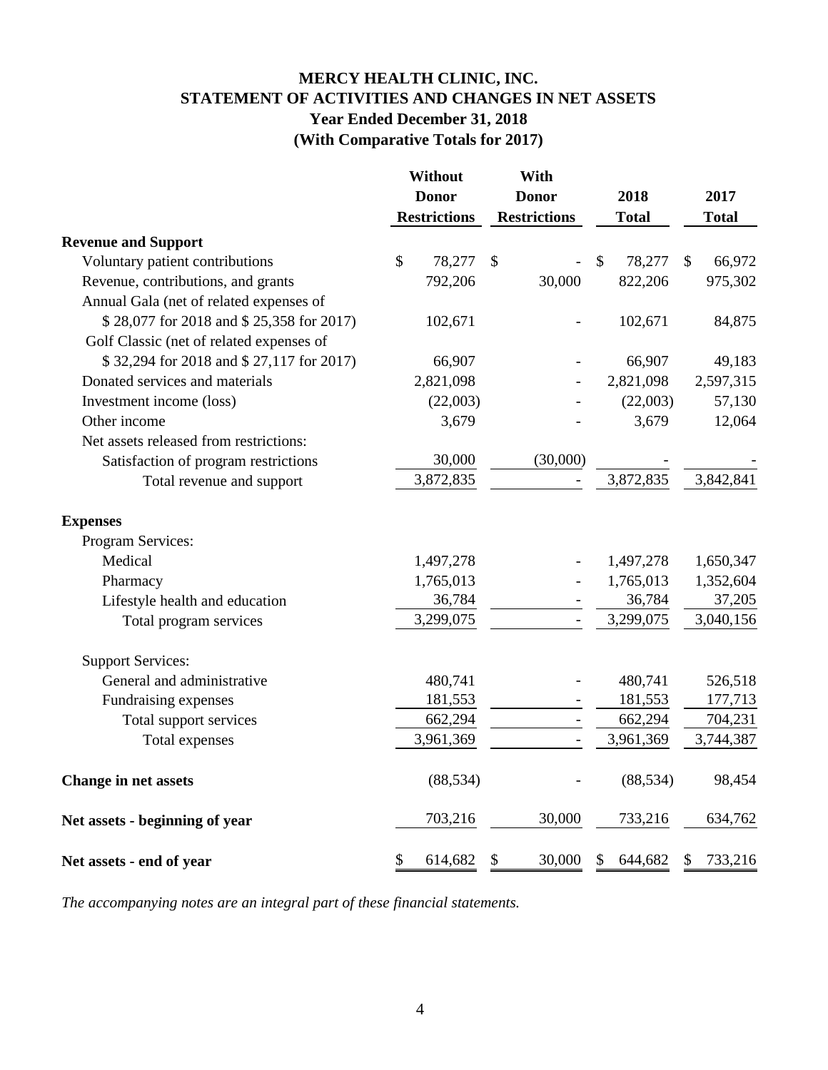# MERCY HEALTH CLINIC, INC.
## STATEMENT OF ACTIVITIES AND CHANGES IN NET ASSETS
### Year Ended December 31, 2018
### (With Comparative Totals for 2017)

| | Without Donor Restrictions | With Donor Restrictions | 2018 Total | 2017 Total |
|---|---|---|---|---|
| **Revenue and Support** | | | | |
| Voluntary patient contributions | $ 78,277 | $ - | $ 78,277 | $ 66,972 |
| Revenue, contributions, and grants | 792,206 | 30,000 | 822,206 | 975,302 |
| Annual Gala (net of related expenses of $ 28,077 for 2018 and $ 25,358 for 2017) | 102,671 | - | 102,671 | 84,875 |
| Golf Classic (net of related expenses of $ 32,294 for 2018 and $ 27,117 for 2017) | 66,907 | - | 66,907 | 49,183 |
| Donated services and materials | 2,821,098 | - | 2,821,098 | 2,597,315 |
| Investment income (loss) | (22,003) | - | (22,003) | 57,130 |
| Other income | 3,679 | - | 3,679 | 12,064 |
| Net assets released from restrictions: | | | | |
| Satisfaction of program restrictions | 30,000 | (30,000) | - | - |
| Total revenue and support | 3,872,835 | - | 3,872,835 | 3,842,841 |
| **Expenses** | | | | |
| Program Services: | | | | |
| Medical | 1,497,278 | - | 1,497,278 | 1,650,347 |
| Pharmacy | 1,765,013 | - | 1,765,013 | 1,352,604 |
| Lifestyle health and education | 36,784 | - | 36,784 | 37,205 |
| Total program services | 3,299,075 | - | 3,299,075 | 3,040,156 |
| Support Services: | | | | |
| General and administrative | 480,741 | - | 480,741 | 526,518 |
| Fundraising expenses | 181,553 | - | 181,553 | 177,713 |
| Total support services | 662,294 | - | 662,294 | 704,231 |
| Total expenses | 3,961,369 | - | 3,961,369 | 3,744,387 |
| **Change in net assets** | (88,534) | - | (88,534) | 98,454 |
| **Net assets - beginning of year** | 703,216 | 30,000 | 733,216 | 634,762 |
| **Net assets - end of year** | $ 614,682 | $ 30,000 | $ 644,682 | $ 733,216 |

*The accompanying notes are an integral part of these financial statements.*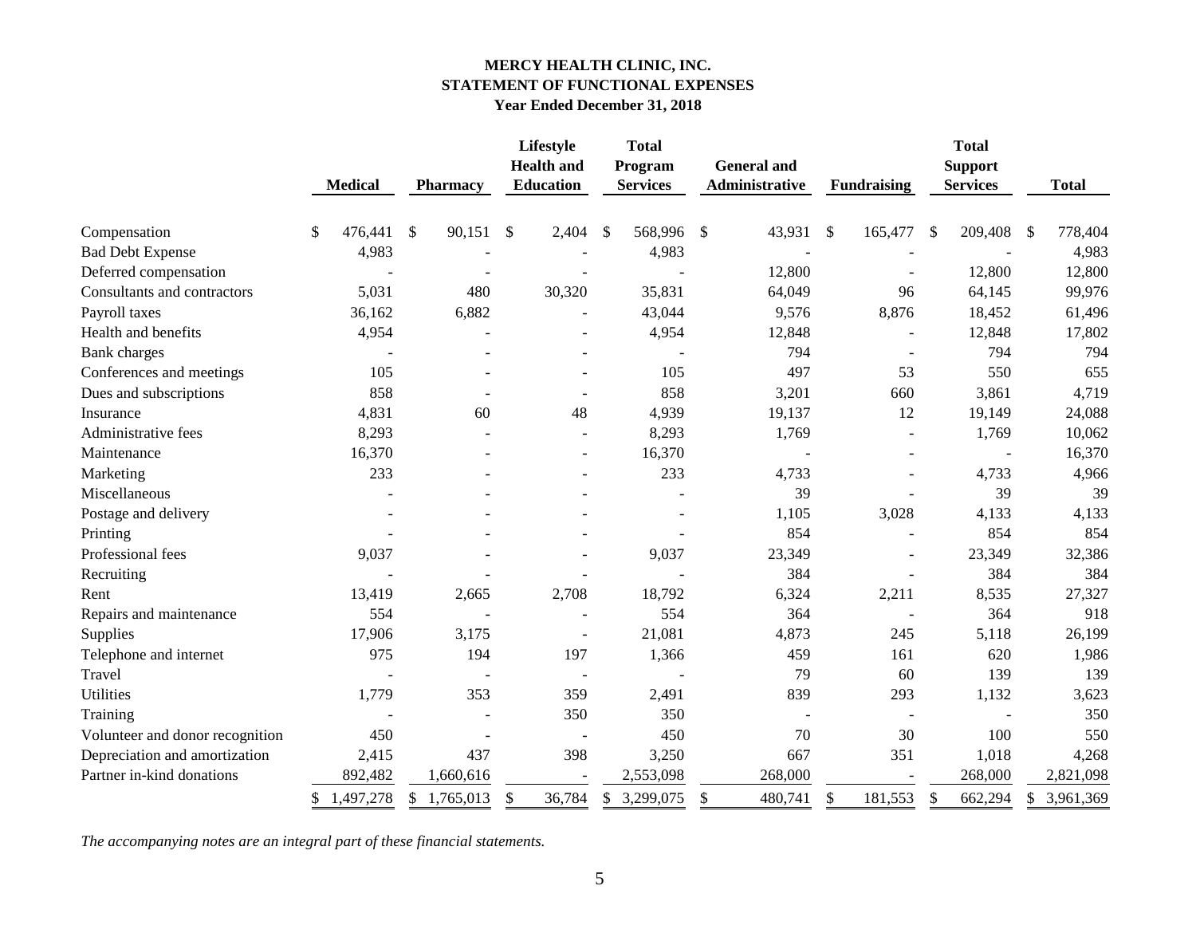# MERCY HEALTH CLINIC, INC.
## STATEMENT OF FUNCTIONAL EXPENSES
### Year Ended December 31, 2018

| | Medical | Pharmacy | Lifestyle Health and Education | Total Program Services | General and Administrative | Fundraising | Total Support Services | Total |
|---|---|---|---|---|---|---|---|---|
| Compensation | $ 476,441 | $ 90,151 | $ 2,404 | $ 568,996 | $ 43,931 | $ 165,477 | $ 209,408 | $ 778,404 |
| Bad Debt Expense | 4,983 | - | - | 4,983 | - | - | - | 4,983 |
| Deferred compensation | - | - | - | - | 12,800 | - | 12,800 | 12,800 |
| Consultants and contractors | 5,031 | 480 | 30,320 | 35,831 | 64,049 | 96 | 64,145 | 99,976 |
| Payroll taxes | 36,162 | 6,882 | - | 43,044 | 9,576 | 8,876 | 18,452 | 61,496 |
| Health and benefits | 4,954 | - | - | 4,954 | 12,848 | - | 12,848 | 17,802 |
| Bank charges | - | - | - | - | 794 | - | 794 | 794 |
| Conferences and meetings | 105 | - | - | 105 | 497 | 53 | 550 | 655 |
| Dues and subscriptions | 858 | - | - | 858 | 3,201 | 660 | 3,861 | 4,719 |
| Insurance | 4,831 | 60 | 48 | 4,939 | 19,137 | 12 | 19,149 | 24,088 |
| Administrative fees | 8,293 | - | - | 8,293 | 1,769 | - | 1,769 | 10,062 |
| Maintenance | 16,370 | - | - | 16,370 | - | - | - | 16,370 |
| Marketing | 233 | - | - | 233 | 4,733 | - | 4,733 | 4,966 |
| Miscellaneous | - | - | - | - | 39 | - | 39 | 39 |
| Postage and delivery | - | - | - | - | 1,105 | 3,028 | 4,133 | 4,133 |
| Printing | - | - | - | - | 854 | - | 854 | 854 |
| Professional fees | 9,037 | - | - | 9,037 | 23,349 | - | 23,349 | 32,386 |
| Recruiting | - | - | - | - | 384 | - | 384 | 384 |
| Rent | 13,419 | 2,665 | 2,708 | 18,792 | 6,324 | 2,211 | 8,535 | 27,327 |
| Repairs and maintenance | 554 | - | - | 554 | 364 | - | 364 | 918 |
| Supplies | 17,906 | 3,175 | - | 21,081 | 4,873 | 245 | 5,118 | 26,199 |
| Telephone and internet | 975 | 194 | 197 | 1,366 | 459 | 161 | 620 | 1,986 |
| Travel | - | - | - | - | 79 | 60 | 139 | 139 |
| Utilities | 1,779 | 353 | 359 | 2,491 | 839 | 293 | 1,132 | 3,623 |
| Training | - | - | 350 | 350 | - | - | - | 350 |
| Volunteer and donor recognition | 450 | - | - | 450 | 70 | 30 | 100 | 550 |
| Depreciation and amortization | 2,415 | 437 | 398 | 3,250 | 667 | 351 | 1,018 | 4,268 |
| Partner in-kind donations | 892,482 | 1,660,616 | - | 2,553,098 | 268,000 | - | 268,000 | 2,821,098 |
| | $ 1,497,278 | $ 1,765,013 | $ 36,784 | $ 3,299,075 | $ 480,741 | $ 181,553 | $ 662,294 | $ 3,961,369 |

*The accompanying notes are an integral part of these financial statements.*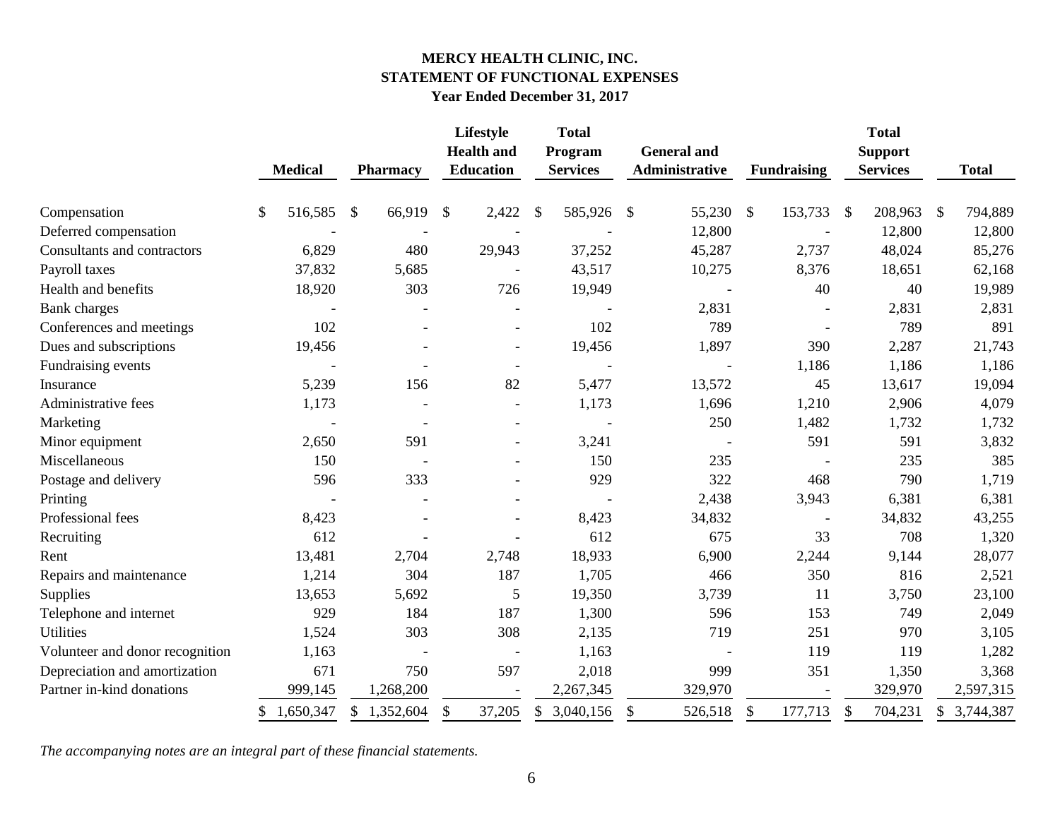# MERCY HEALTH CLINIC, INC.
## STATEMENT OF FUNCTIONAL EXPENSES
### Year Ended December 31, 2017

| | Medical | Pharmacy | Lifestyle Health and Education | Total Program Services | General and Administrative | Fundraising | Total Support Services | Total |
|---|---|---|---|---|---|---|---|---|
| Compensation | $ 516,585 | $ 66,919 | $ 2,422 | $ 585,926 | $ 55,230 | $ 153,733 | $ 208,963 | $ 794,889 |
| Deferred compensation | - | - | - | - | 12,800 | - | 12,800 | 12,800 |
| Consultants and contractors | 6,829 | 480 | 29,943 | 37,252 | 45,287 | 2,737 | 48,024 | 85,276 |
| Payroll taxes | 37,832 | 5,685 | - | 43,517 | 10,275 | 8,376 | 18,651 | 62,168 |
| Health and benefits | 18,920 | 303 | 726 | 19,949 | - | 40 | 40 | 19,989 |
| Bank charges | - | - | - | - | 2,831 | - | 2,831 | 2,831 |
| Conferences and meetings | 102 | - | - | 102 | 789 | - | 789 | 891 |
| Dues and subscriptions | 19,456 | - | - | 19,456 | 1,897 | 390 | 2,287 | 21,743 |
| Fundraising events | - | - | - | - | - | 1,186 | 1,186 | 1,186 |
| Insurance | 5,239 | 156 | 82 | 5,477 | 13,572 | 45 | 13,617 | 19,094 |
| Administrative fees | 1,173 | - | - | 1,173 | 1,696 | 1,210 | 2,906 | 4,079 |
| Marketing | - | - | - | - | 250 | 1,482 | 1,732 | 1,732 |
| Minor equipment | 2,650 | 591 | - | 3,241 | - | 591 | 591 | 3,832 |
| Miscellaneous | 150 | - | - | 150 | 235 | - | 235 | 385 |
| Postage and delivery | 596 | 333 | - | 929 | 322 | 468 | 790 | 1,719 |
| Printing | - | - | - | - | 2,438 | 3,943 | 6,381 | 6,381 |
| Professional fees | 8,423 | - | - | 8,423 | 34,832 | - | 34,832 | 43,255 |
| Recruiting | 612 | - | - | 612 | 675 | 33 | 708 | 1,320 |
| Rent | 13,481 | 2,704 | 2,748 | 18,933 | 6,900 | 2,244 | 9,144 | 28,077 |
| Repairs and maintenance | 1,214 | 304 | 187 | 1,705 | 466 | 350 | 816 | 2,521 |
| Supplies | 13,653 | 5,692 | 5 | 19,350 | 3,739 | 11 | 3,750 | 23,100 |
| Telephone and internet | 929 | 184 | 187 | 1,300 | 596 | 153 | 749 | 2,049 |
| Utilities | 1,524 | 303 | 308 | 2,135 | 719 | 251 | 970 | 3,105 |
| Volunteer and donor recognition | 1,163 | - | - | 1,163 | - | 119 | 119 | 1,282 |
| Depreciation and amortization | 671 | 750 | 597 | 2,018 | 999 | 351 | 1,350 | 3,368 |
| Partner in-kind donations | 999,145 | 1,268,200 | - | 2,267,345 | 329,970 | - | 329,970 | 2,597,315 |
| | $ 1,650,347 | $ 1,352,604 | $ 37,205 | $ 3,040,156 | $ 526,518 | $ 177,713 | $ 704,231 | $ 3,744,387 |

*The accompanying notes are an integral part of these financial statements.*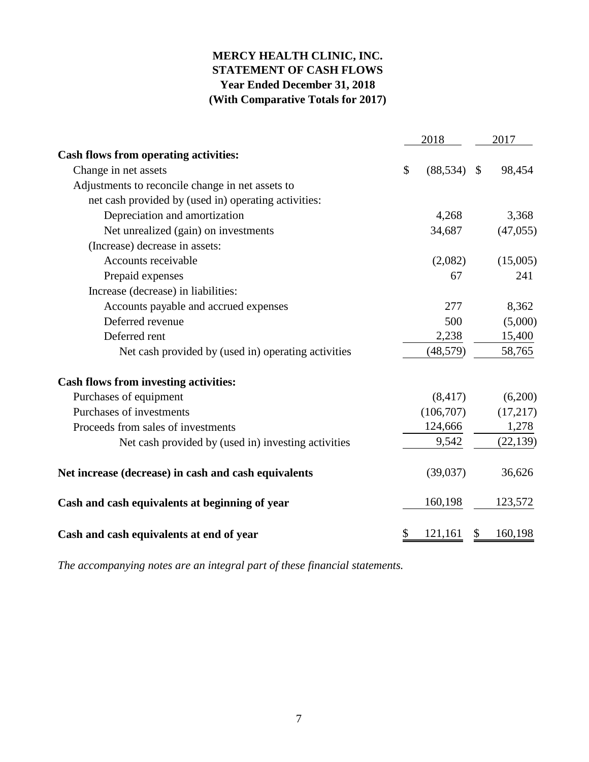**MERCY HEALTH CLINIC, INC.**
**STATEMENT OF CASH FLOWS**
**Year Ended December 31, 2018**
**(With Comparative Totals for 2017)**

| | 2018 | 2017 |
|---|---|---|
| **Cash flows from operating activities:** | | |
| Change in net assets | $ (88,534) | $ 98,454 |
| Adjustments to reconcile change in net assets to net cash provided by (used in) operating activities: | | |
| Depreciation and amortization | 4,268 | 3,368 |
| Net unrealized (gain) on investments | 34,687 | (47,055) |
| (Increase) decrease in assets: | | |
| Accounts receivable | (2,082) | (15,005) |
| Prepaid expenses | 67 | 241 |
| Increase (decrease) in liabilities: | | |
| Accounts payable and accrued expenses | 277 | 8,362 |
| Deferred revenue | 500 | (5,000) |
| Deferred rent | 2,238 | 15,400 |
| Net cash provided by (used in) operating activities | (48,579) | 58,765 |
| **Cash flows from investing activities:** | | |
| Purchases of equipment | (8,417) | (6,200) |
| Purchases of investments | (106,707) | (17,217) |
| Proceeds from sales of investments | 124,666 | 1,278 |
| Net cash provided by (used in) investing activities | 9,542 | (22,139) |
| **Net increase (decrease) in cash and cash equivalents** | (39,037) | 36,626 |
| **Cash and cash equivalents at beginning of year** | 160,198 | 123,572 |
| **Cash and cash equivalents at end of year** | $ 121,161 | $ 160,198 |

*The accompanying notes are an integral part of these financial statements.*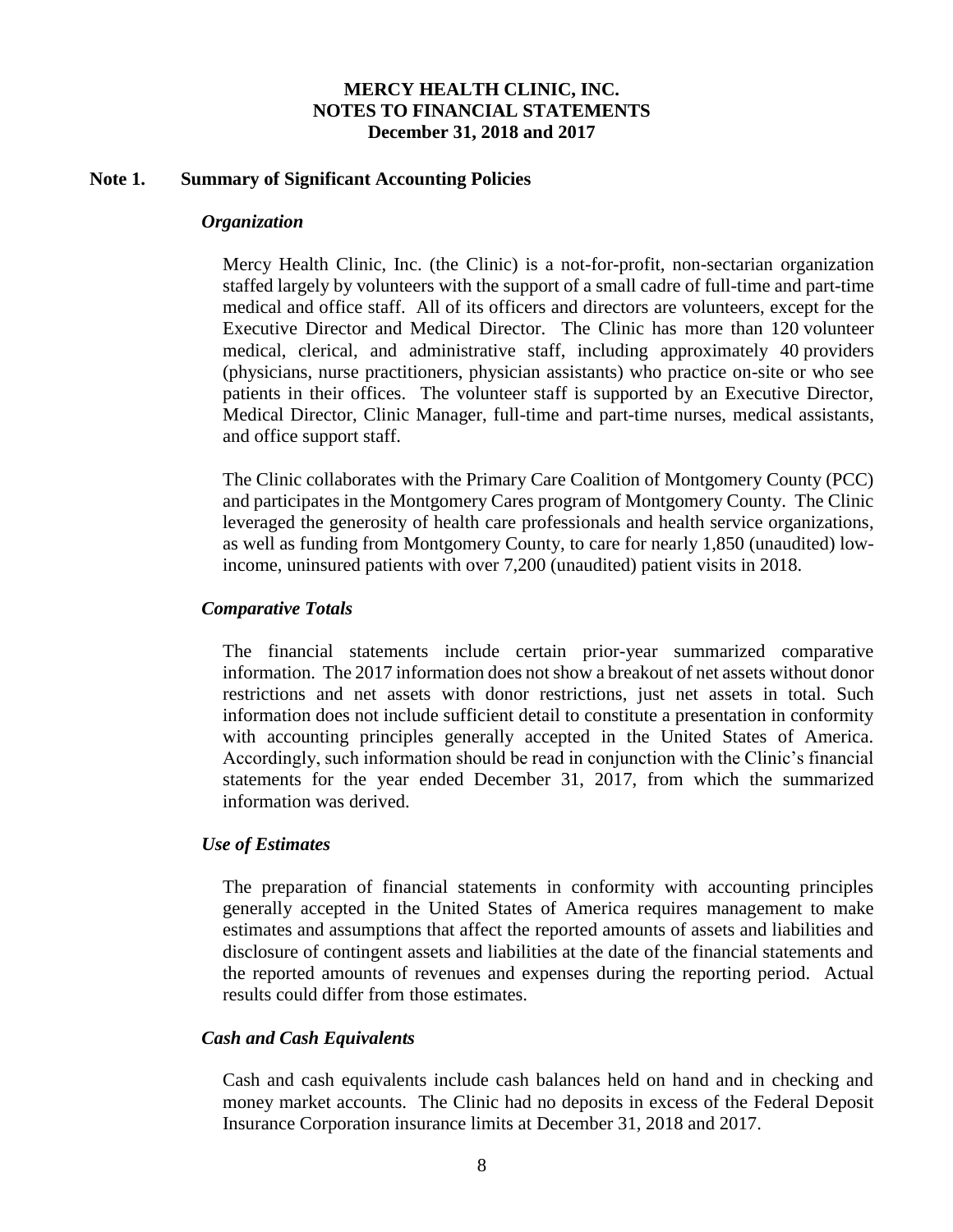# MERCY HEALTH CLINIC, INC.
# NOTES TO FINANCIAL STATEMENTS
# December 31, 2018 and 2017

## Note 1. Summary of Significant Accounting Policies

### *Organization*

Mercy Health Clinic, Inc. (the Clinic) is a not-for-profit, non-sectarian organization staffed largely by volunteers with the support of a small cadre of full-time and part-time medical and office staff. All of its officers and directors are volunteers, except for the Executive Director and Medical Director. The Clinic has more than 120 volunteer medical, clerical, and administrative staff, including approximately 40 providers (physicians, nurse practitioners, physician assistants) who practice on-site or who see patients in their offices. The volunteer staff is supported by an Executive Director, Medical Director, Clinic Manager, full-time and part-time nurses, medical assistants, and office support staff.

The Clinic collaborates with the Primary Care Coalition of Montgomery County (PCC) and participates in the Montgomery Cares program of Montgomery County. The Clinic leveraged the generosity of health care professionals and health service organizations, as well as funding from Montgomery County, to care for nearly 1,850 (unaudited) low-income, uninsured patients with over 7,200 (unaudited) patient visits in 2018.

### *Comparative Totals*

The financial statements include certain prior-year summarized comparative information. The 2017 information does not show a breakout of net assets without donor restrictions and net assets with donor restrictions, just net assets in total. Such information does not include sufficient detail to constitute a presentation in conformity with accounting principles generally accepted in the United States of America. Accordingly, such information should be read in conjunction with the Clinic's financial statements for the year ended December 31, 2017, from which the summarized information was derived.

### *Use of Estimates*

The preparation of financial statements in conformity with accounting principles generally accepted in the United States of America requires management to make estimates and assumptions that affect the reported amounts of assets and liabilities and disclosure of contingent assets and liabilities at the date of the financial statements and the reported amounts of revenues and expenses during the reporting period. Actual results could differ from those estimates.

### *Cash and Cash Equivalents*

Cash and cash equivalents include cash balances held on hand and in checking and money market accounts. The Clinic had no deposits in excess of the Federal Deposit Insurance Corporation insurance limits at December 31, 2018 and 2017.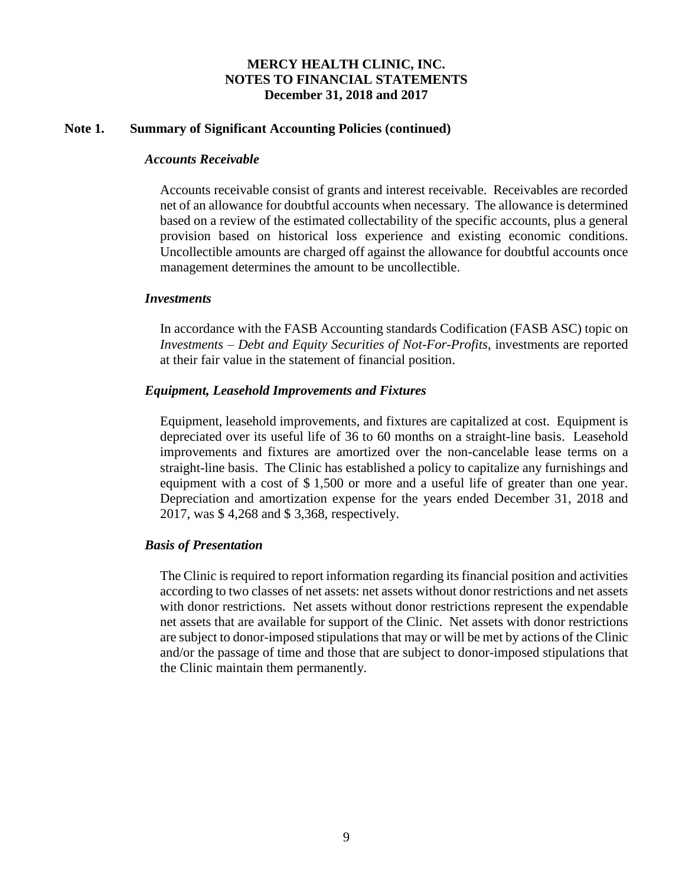# MERCY HEALTH CLINIC, INC.
# NOTES TO FINANCIAL STATEMENTS
# December 31, 2018 and 2017

## Note 1. Summary of Significant Accounting Policies (continued)

### *Accounts Receivable*

Accounts receivable consist of grants and interest receivable. Receivables are recorded net of an allowance for doubtful accounts when necessary. The allowance is determined based on a review of the estimated collectability of the specific accounts, plus a general provision based on historical loss experience and existing economic conditions. Uncollectible amounts are charged off against the allowance for doubtful accounts once management determines the amount to be uncollectible.

### *Investments*

In accordance with the FASB Accounting standards Codification (FASB ASC) topic on *Investments – Debt and Equity Securities of Not-For-Profits*, investments are reported at their fair value in the statement of financial position.

### *Equipment, Leasehold Improvements and Fixtures*

Equipment, leasehold improvements, and fixtures are capitalized at cost. Equipment is depreciated over its useful life of 36 to 60 months on a straight-line basis. Leasehold improvements and fixtures are amortized over the non-cancelable lease terms on a straight-line basis. The Clinic has established a policy to capitalize any furnishings and equipment with a cost of $ 1,500 or more and a useful life of greater than one year. Depreciation and amortization expense for the years ended December 31, 2018 and 2017, was $ 4,268 and $ 3,368, respectively.

### *Basis of Presentation*

The Clinic is required to report information regarding its financial position and activities according to two classes of net assets: net assets without donor restrictions and net assets with donor restrictions. Net assets without donor restrictions represent the expendable net assets that are available for support of the Clinic. Net assets with donor restrictions are subject to donor-imposed stipulations that may or will be met by actions of the Clinic and/or the passage of time and those that are subject to donor-imposed stipulations that the Clinic maintain them permanently.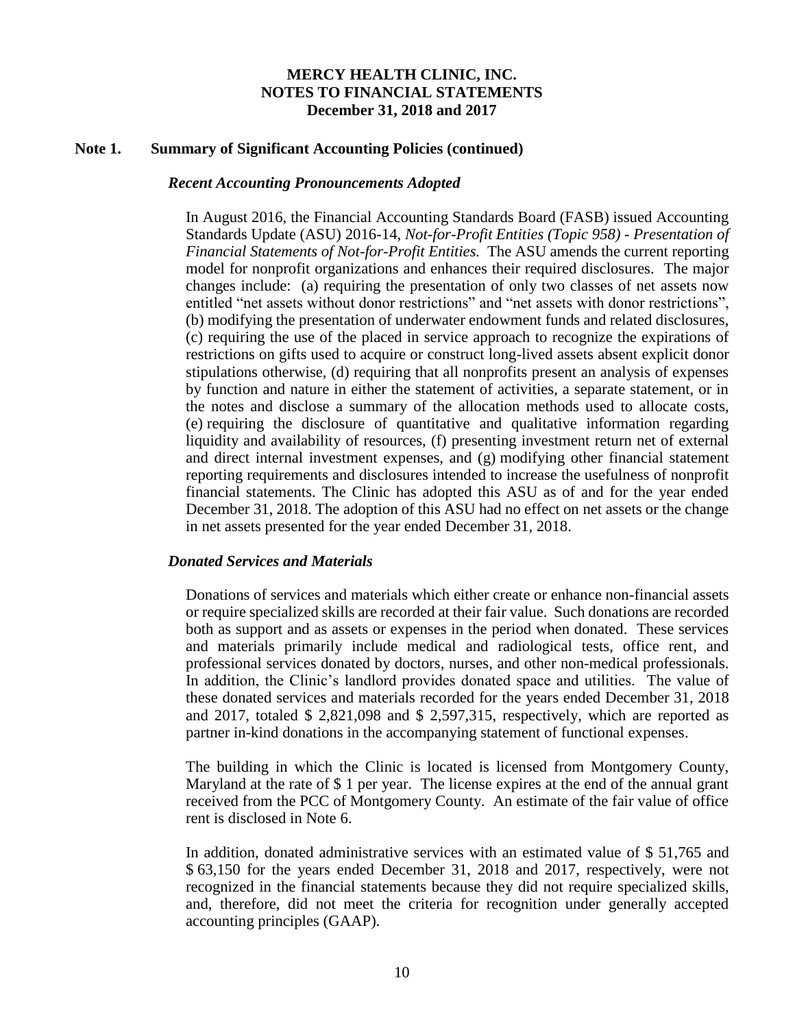**MERCY HEALTH CLINIC, INC.**
**NOTES TO FINANCIAL STATEMENTS**
**December 31, 2018 and 2017**

## Note 1. Summary of Significant Accounting Policies (continued)

### *Recent Accounting Pronouncements Adopted*

In August 2016, the Financial Accounting Standards Board (FASB) issued Accounting Standards Update (ASU) 2016-14, *Not-for-Profit Entities (Topic 958) - Presentation of Financial Statements of Not-for-Profit Entities.* The ASU amends the current reporting model for nonprofit organizations and enhances their required disclosures. The major changes include: (a) requiring the presentation of only two classes of net assets now entitled "net assets without donor restrictions" and "net assets with donor restrictions", (b) modifying the presentation of underwater endowment funds and related disclosures, (c) requiring the use of the placed in service approach to recognize the expirations of restrictions on gifts used to acquire or construct long-lived assets absent explicit donor stipulations otherwise, (d) requiring that all nonprofits present an analysis of expenses by function and nature in either the statement of activities, a separate statement, or in the notes and disclose a summary of the allocation methods used to allocate costs, (e) requiring the disclosure of quantitative and qualitative information regarding liquidity and availability of resources, (f) presenting investment return net of external and direct internal investment expenses, and (g) modifying other financial statement reporting requirements and disclosures intended to increase the usefulness of nonprofit financial statements. The Clinic has adopted this ASU as of and for the year ended December 31, 2018. The adoption of this ASU had no effect on net assets or the change in net assets presented for the year ended December 31, 2018.

### *Donated Services and Materials*

Donations of services and materials which either create or enhance non-financial assets or require specialized skills are recorded at their fair value. Such donations are recorded both as support and as assets or expenses in the period when donated. These services and materials primarily include medical and radiological tests, office rent, and professional services donated by doctors, nurses, and other non-medical professionals. In addition, the Clinic's landlord provides donated space and utilities. The value of these donated services and materials recorded for the years ended December 31, 2018 and 2017, totaled \$ 2,821,098 and \$ 2,597,315, respectively, which are reported as partner in-kind donations in the accompanying statement of functional expenses.

The building in which the Clinic is located is licensed from Montgomery County, Maryland at the rate of \$ 1 per year. The license expires at the end of the annual grant received from the PCC of Montgomery County. An estimate of the fair value of office rent is disclosed in Note 6.

In addition, donated administrative services with an estimated value of \$ 51,765 and \$ 63,150 for the years ended December 31, 2018 and 2017, respectively, were not recognized in the financial statements because they did not require specialized skills, and, therefore, did not meet the criteria for recognition under generally accepted accounting principles (GAAP).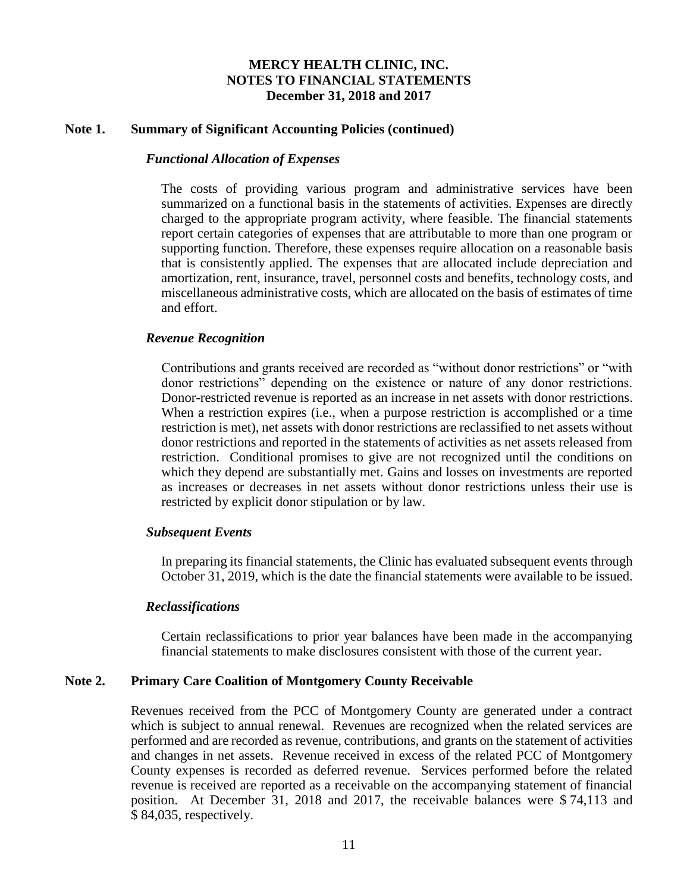# MERCY HEALTH CLINIC, INC.
# NOTES TO FINANCIAL STATEMENTS
# December 31, 2018 and 2017

## Note 1. Summary of Significant Accounting Policies (continued)

### *Functional Allocation of Expenses*

The costs of providing various program and administrative services have been summarized on a functional basis in the statements of activities. Expenses are directly charged to the appropriate program activity, where feasible. The financial statements report certain categories of expenses that are attributable to more than one program or supporting function. Therefore, these expenses require allocation on a reasonable basis that is consistently applied. The expenses that are allocated include depreciation and amortization, rent, insurance, travel, personnel costs and benefits, technology costs, and miscellaneous administrative costs, which are allocated on the basis of estimates of time and effort.

### *Revenue Recognition*

Contributions and grants received are recorded as "without donor restrictions" or "with donor restrictions" depending on the existence or nature of any donor restrictions. Donor-restricted revenue is reported as an increase in net assets with donor restrictions. When a restriction expires (i.e., when a purpose restriction is accomplished or a time restriction is met), net assets with donor restrictions are reclassified to net assets without donor restrictions and reported in the statements of activities as net assets released from restriction. Conditional promises to give are not recognized until the conditions on which they depend are substantially met. Gains and losses on investments are reported as increases or decreases in net assets without donor restrictions unless their use is restricted by explicit donor stipulation or by law.

### *Subsequent Events*

In preparing its financial statements, the Clinic has evaluated subsequent events through October 31, 2019, which is the date the financial statements were available to be issued.

### *Reclassifications*

Certain reclassifications to prior year balances have been made in the accompanying financial statements to make disclosures consistent with those of the current year.

## Note 2. Primary Care Coalition of Montgomery County Receivable

Revenues received from the PCC of Montgomery County are generated under a contract which is subject to annual renewal. Revenues are recognized when the related services are performed and are recorded as revenue, contributions, and grants on the statement of activities and changes in net assets. Revenue received in excess of the related PCC of Montgomery County expenses is recorded as deferred revenue. Services performed before the related revenue is received are reported as a receivable on the accompanying statement of financial position. At December 31, 2018 and 2017, the receivable balances were \$ 74,113 and \$ 84,035, respectively.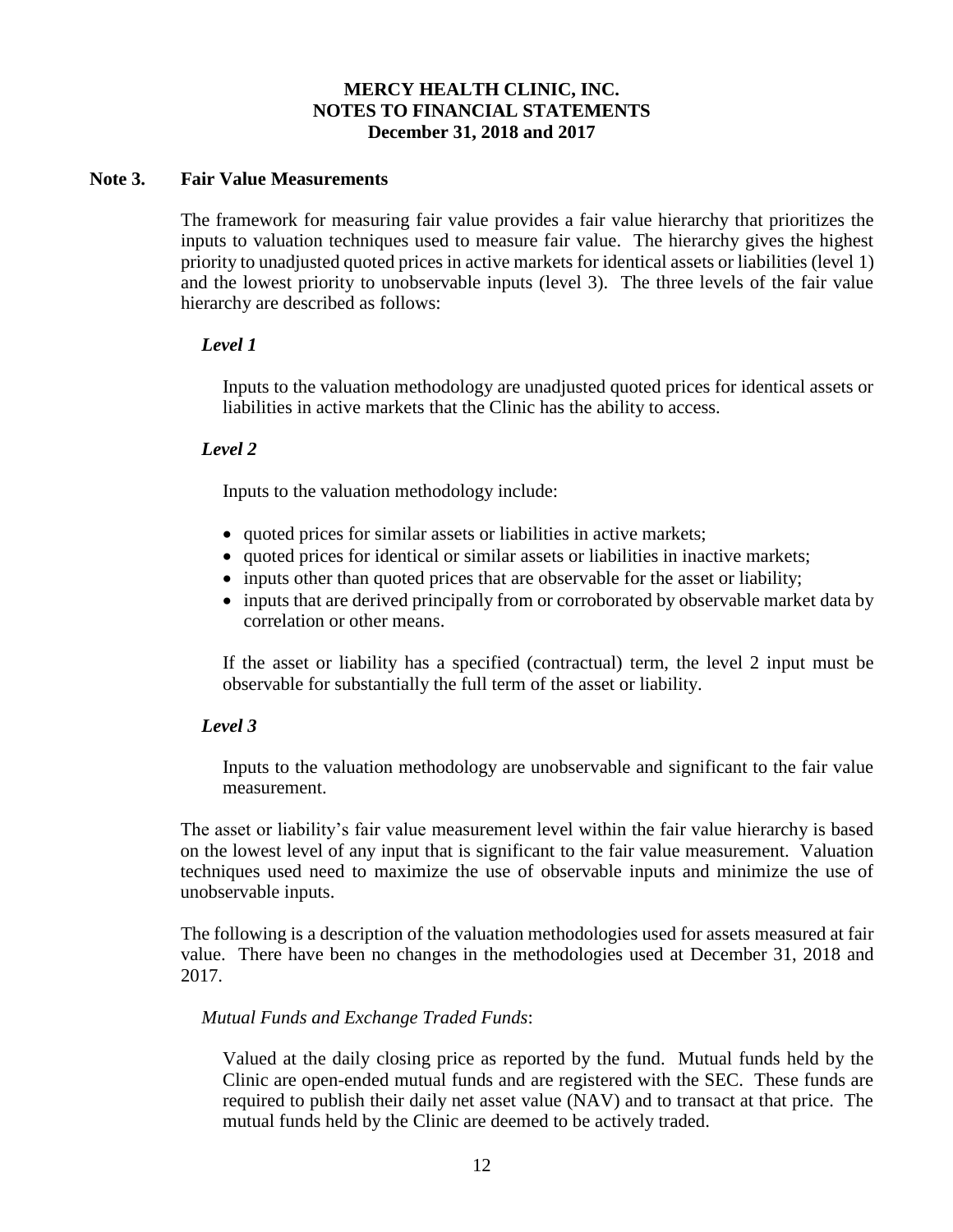**MERCY HEALTH CLINIC, INC.**
**NOTES TO FINANCIAL STATEMENTS**
**December 31, 2018 and 2017**

## Note 3. Fair Value Measurements

The framework for measuring fair value provides a fair value hierarchy that prioritizes the inputs to valuation techniques used to measure fair value. The hierarchy gives the highest priority to unadjusted quoted prices in active markets for identical assets or liabilities (level 1) and the lowest priority to unobservable inputs (level 3). The three levels of the fair value hierarchy are described as follows:

***Level 1***

Inputs to the valuation methodology are unadjusted quoted prices for identical assets or liabilities in active markets that the Clinic has the ability to access.

***Level 2***

Inputs to the valuation methodology include:

- quoted prices for similar assets or liabilities in active markets;
- quoted prices for identical or similar assets or liabilities in inactive markets;
- inputs other than quoted prices that are observable for the asset or liability;
- inputs that are derived principally from or corroborated by observable market data by correlation or other means.

If the asset or liability has a specified (contractual) term, the level 2 input must be observable for substantially the full term of the asset or liability.

***Level 3***

Inputs to the valuation methodology are unobservable and significant to the fair value measurement.

The asset or liability's fair value measurement level within the fair value hierarchy is based on the lowest level of any input that is significant to the fair value measurement. Valuation techniques used need to maximize the use of observable inputs and minimize the use of unobservable inputs.

The following is a description of the valuation methodologies used for assets measured at fair value. There have been no changes in the methodologies used at December 31, 2018 and 2017.

*Mutual Funds and Exchange Traded Funds*:

Valued at the daily closing price as reported by the fund. Mutual funds held by the Clinic are open-ended mutual funds and are registered with the SEC. These funds are required to publish their daily net asset value (NAV) and to transact at that price. The mutual funds held by the Clinic are deemed to be actively traded.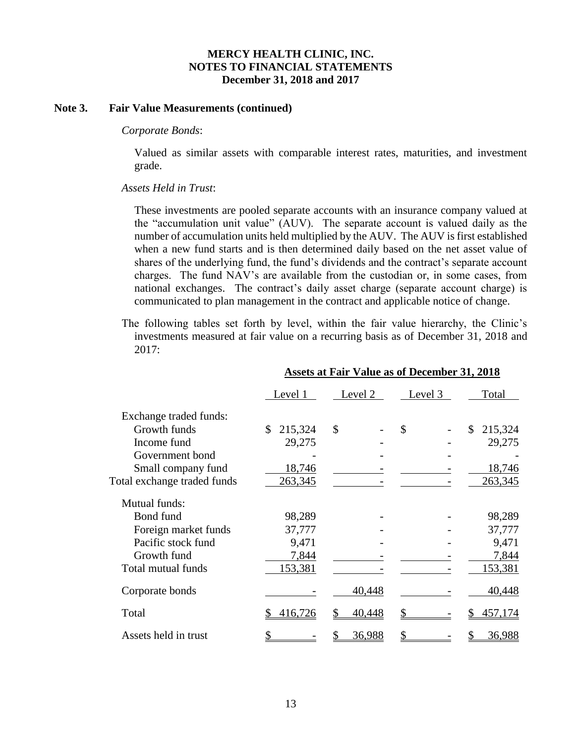**Note 3. Fair Value Measurements (continued)**

*Corporate Bonds*:

Valued as similar assets with comparable interest rates, maturities, and investment grade.

*Assets Held in Trust*:

These investments are pooled separate accounts with an insurance company valued at the "accumulation unit value" (AUV). The separate account is valued daily as the number of accumulation units held multiplied by the AUV. The AUV is first established when a new fund starts and is then determined daily based on the net asset value of shares of the underlying fund, the fund's dividends and the contract's separate account charges. The fund NAV's are available from the custodian or, in some cases, from national exchanges. The contract's daily asset charge (separate account charge) is communicated to plan management in the contract and applicable notice of change.

The following tables set forth by level, within the fair value hierarchy, the Clinic's investments measured at fair value on a recurring basis as of December 31, 2018 and 2017:

| | **Assets at Fair Value as of December 31, 2018** | | | |
|---|---|---|---|---|
| | Level 1 | Level 2 | Level 3 | Total |
| Exchange traded funds: | | | | |
| Growth funds | $ 215,324 | $ - | $ - | $ 215,324 |
| Income fund | 29,275 | - | - | 29,275 |
| Government bond | - | - | - | - |
| Small company fund | 18,746 | - | - | 18,746 |
| Total exchange traded funds | 263,345 | - | - | 263,345 |
| Mutual funds: | | | | |
| Bond fund | 98,289 | - | - | 98,289 |
| Foreign market funds | 37,777 | - | - | 37,777 |
| Pacific stock fund | 9,471 | - | - | 9,471 |
| Growth fund | 7,844 | - | - | 7,844 |
| Total mutual funds | 153,381 | - | - | 153,381 |
| Corporate bonds | - | 40,448 | - | 40,448 |
| Total | $ 416,726 | $ 40,448 | $ - | $ 457,174 |
| Assets held in trust | $ - | $ 36,988 | $ - | $ 36,988 |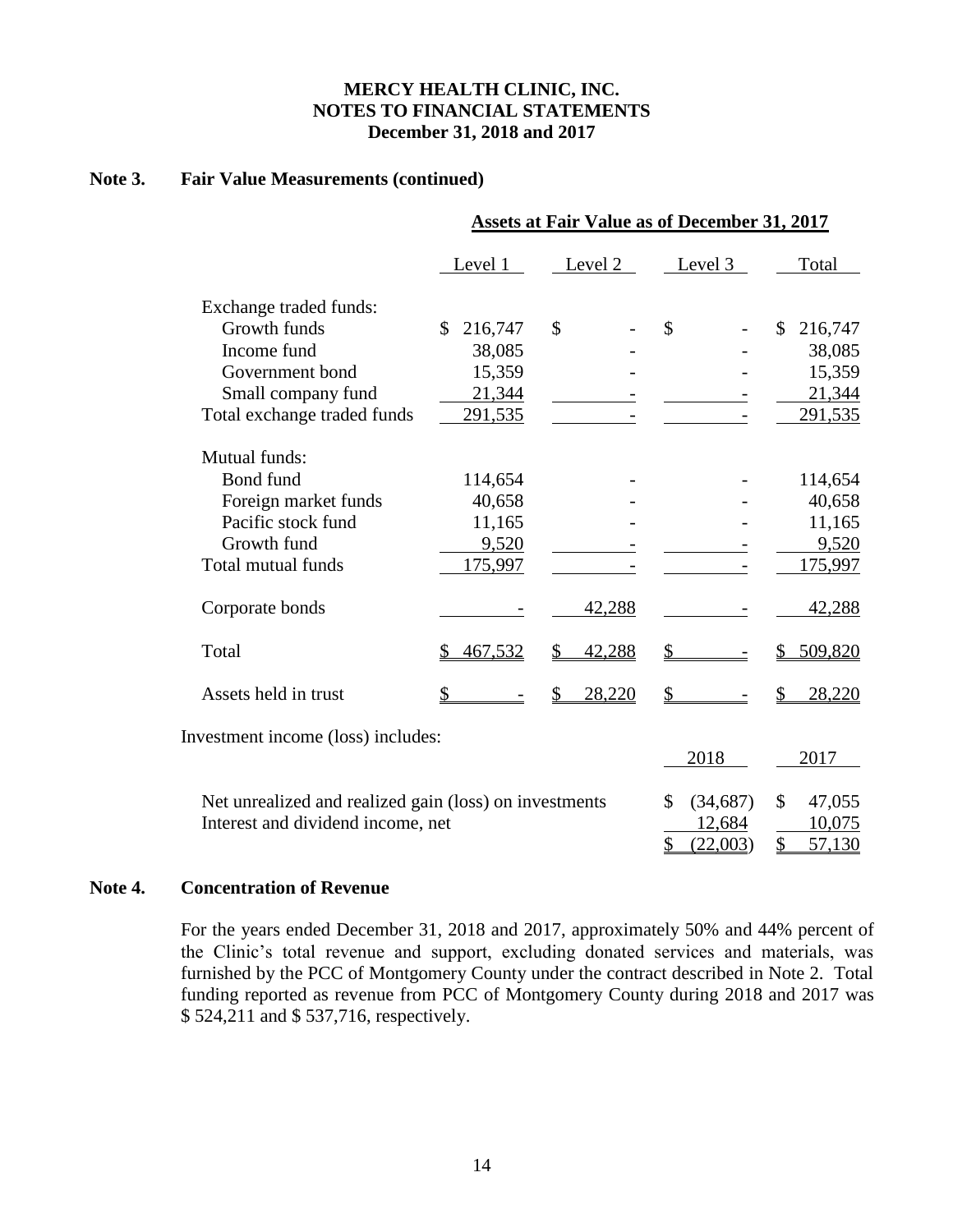**MERCY HEALTH CLINIC, INC.**
**NOTES TO FINANCIAL STATEMENTS**
**December 31, 2018 and 2017**

## Note 3. Fair Value Measurements (continued)

| | Assets at Fair Value as of December 31, 2017 | | | |
|---|---|---|---|---|
| | Level 1 | Level 2 | Level 3 | Total |
| Exchange traded funds: | | | | |
| Growth funds | $ 216,747 | $ - | $ - | $ 216,747 |
| Income fund | 38,085 | - | - | 38,085 |
| Government bond | 15,359 | - | - | 15,359 |
| Small company fund | 21,344 | - | - | 21,344 |
| Total exchange traded funds | 291,535 | - | - | 291,535 |
| Mutual funds: | | | | |
| Bond fund | 114,654 | - | - | 114,654 |
| Foreign market funds | 40,658 | - | - | 40,658 |
| Pacific stock fund | 11,165 | - | - | 11,165 |
| Growth fund | 9,520 | - | - | 9,520 |
| Total mutual funds | 175,997 | - | - | 175,997 |
| Corporate bonds | - | 42,288 | - | 42,288 |
| Total | $ 467,532 | $ 42,288 | $ - | $ 509,820 |
| Assets held in trust | $ - | $ 28,220 | $ - | $ 28,220 |

Investment income (loss) includes:

| | 2018 | 2017 |
|---|---|---|
| Net unrealized and realized gain (loss) on investments | $ (34,687) | $ 47,055 |
| Interest and dividend income, net | 12,684 | 10,075 |
| | $ (22,003) | $ 57,130 |

## Note 4. Concentration of Revenue

For the years ended December 31, 2018 and 2017, approximately 50% and 44% percent of the Clinic's total revenue and support, excluding donated services and materials, was furnished by the PCC of Montgomery County under the contract described in Note 2. Total funding reported as revenue from PCC of Montgomery County during 2018 and 2017 was $ 524,211 and $ 537,716, respectively.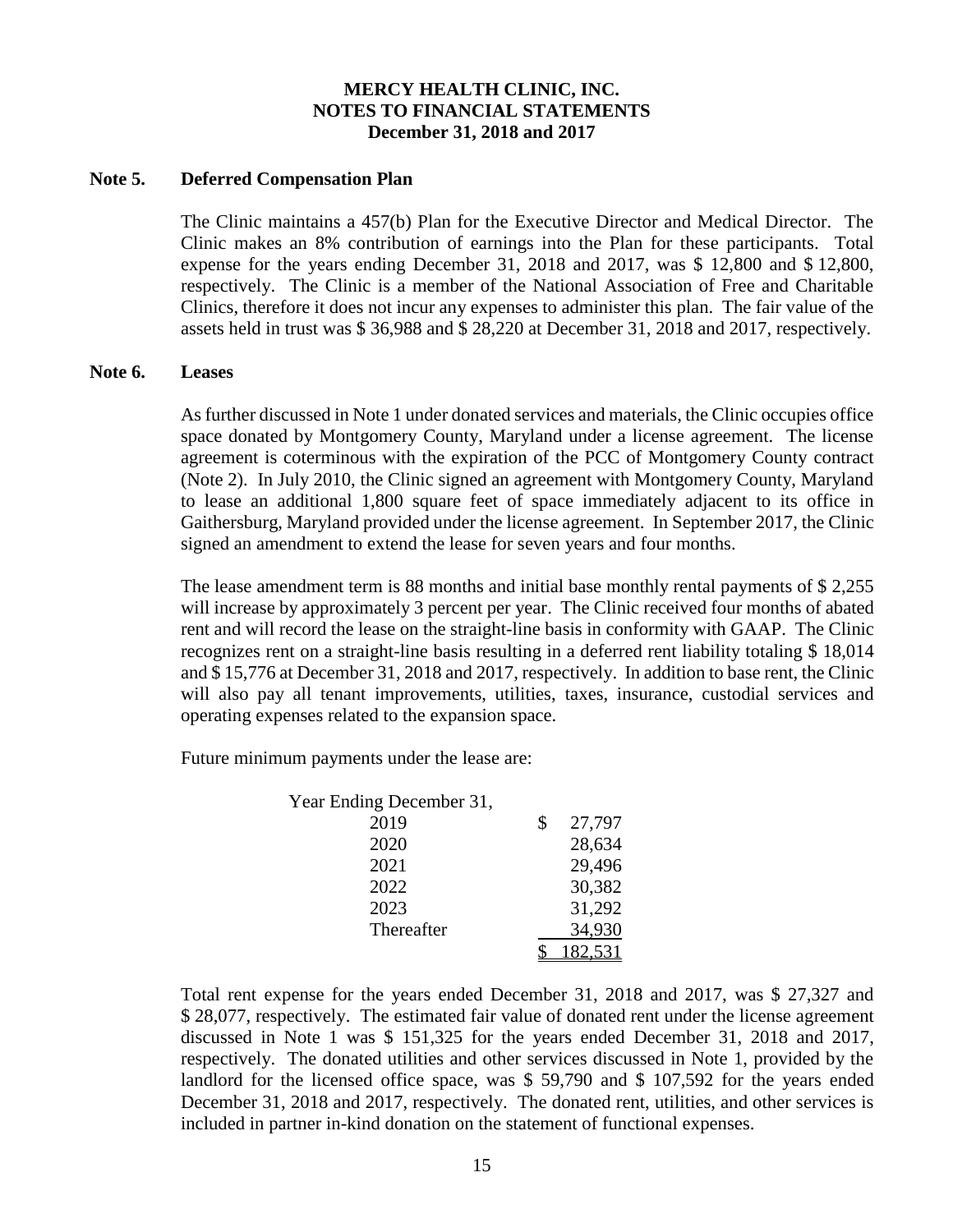**MERCY HEALTH CLINIC, INC.**
**NOTES TO FINANCIAL STATEMENTS**
**December 31, 2018 and 2017**

## Note 5. Deferred Compensation Plan

The Clinic maintains a 457(b) Plan for the Executive Director and Medical Director. The Clinic makes an 8% contribution of earnings into the Plan for these participants. Total expense for the years ending December 31, 2018 and 2017, was \$ 12,800 and \$ 12,800, respectively. The Clinic is a member of the National Association of Free and Charitable Clinics, therefore it does not incur any expenses to administer this plan. The fair value of the assets held in trust was \$ 36,988 and \$ 28,220 at December 31, 2018 and 2017, respectively.

## Note 6. Leases

As further discussed in Note 1 under donated services and materials, the Clinic occupies office space donated by Montgomery County, Maryland under a license agreement. The license agreement is coterminous with the expiration of the PCC of Montgomery County contract (Note 2). In July 2010, the Clinic signed an agreement with Montgomery County, Maryland to lease an additional 1,800 square feet of space immediately adjacent to its office in Gaithersburg, Maryland provided under the license agreement. In September 2017, the Clinic signed an amendment to extend the lease for seven years and four months.

The lease amendment term is 88 months and initial base monthly rental payments of \$ 2,255 will increase by approximately 3 percent per year. The Clinic received four months of abated rent and will record the lease on the straight-line basis in conformity with GAAP. The Clinic recognizes rent on a straight-line basis resulting in a deferred rent liability totaling \$ 18,014 and \$ 15,776 at December 31, 2018 and 2017, respectively. In addition to base rent, the Clinic will also pay all tenant improvements, utilities, taxes, insurance, custodial services and operating expenses related to the expansion space.

Future minimum payments under the lease are:

| Year Ending December 31, | |
|---|---|
| 2019 | \$ 27,797 |
| 2020 | 28,634 |
| 2021 | 29,496 |
| 2022 | 30,382 |
| 2023 | 31,292 |
| Thereafter | 34,930 |
| | \$ 182,531 |

Total rent expense for the years ended December 31, 2018 and 2017, was \$ 27,327 and \$ 28,077, respectively. The estimated fair value of donated rent under the license agreement discussed in Note 1 was \$ 151,325 for the years ended December 31, 2018 and 2017, respectively. The donated utilities and other services discussed in Note 1, provided by the landlord for the licensed office space, was \$ 59,790 and \$ 107,592 for the years ended December 31, 2018 and 2017, respectively. The donated rent, utilities, and other services is included in partner in-kind donation on the statement of functional expenses.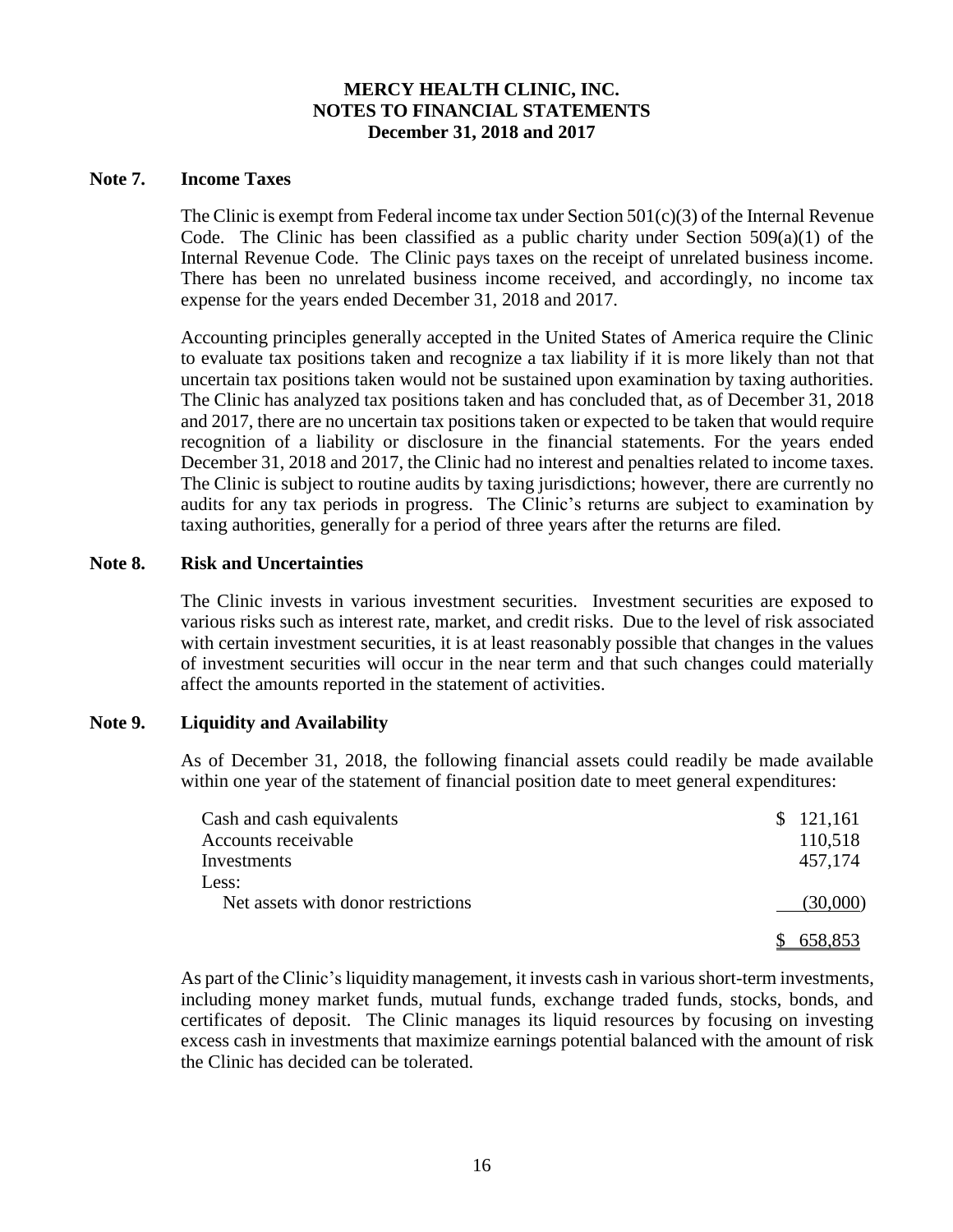# MERCY HEALTH CLINIC, INC.
# NOTES TO FINANCIAL STATEMENTS
# December 31, 2018 and 2017

## Note 7. Income Taxes

The Clinic is exempt from Federal income tax under Section 501(c)(3) of the Internal Revenue Code. The Clinic has been classified as a public charity under Section 509(a)(1) of the Internal Revenue Code. The Clinic pays taxes on the receipt of unrelated business income. There has been no unrelated business income received, and accordingly, no income tax expense for the years ended December 31, 2018 and 2017.

Accounting principles generally accepted in the United States of America require the Clinic to evaluate tax positions taken and recognize a tax liability if it is more likely than not that uncertain tax positions taken would not be sustained upon examination by taxing authorities. The Clinic has analyzed tax positions taken and has concluded that, as of December 31, 2018 and 2017, there are no uncertain tax positions taken or expected to be taken that would require recognition of a liability or disclosure in the financial statements. For the years ended December 31, 2018 and 2017, the Clinic had no interest and penalties related to income taxes. The Clinic is subject to routine audits by taxing jurisdictions; however, there are currently no audits for any tax periods in progress. The Clinic's returns are subject to examination by taxing authorities, generally for a period of three years after the returns are filed.

## Note 8. Risk and Uncertainties

The Clinic invests in various investment securities. Investment securities are exposed to various risks such as interest rate, market, and credit risks. Due to the level of risk associated with certain investment securities, it is at least reasonably possible that changes in the values of investment securities will occur in the near term and that such changes could materially affect the amounts reported in the statement of activities.

## Note 9. Liquidity and Availability

As of December 31, 2018, the following financial assets could readily be made available within one year of the statement of financial position date to meet general expenditures:

| | |
|---|---|
| Cash and cash equivalents | $ 121,161 |
| Accounts receivable | 110,518 |
| Investments | 457,174 |
| Less: | |
| Net assets with donor restrictions | (30,000) |
| | $ 658,853 |

As part of the Clinic's liquidity management, it invests cash in various short-term investments, including money market funds, mutual funds, exchange traded funds, stocks, bonds, and certificates of deposit. The Clinic manages its liquid resources by focusing on investing excess cash in investments that maximize earnings potential balanced with the amount of risk the Clinic has decided can be tolerated.